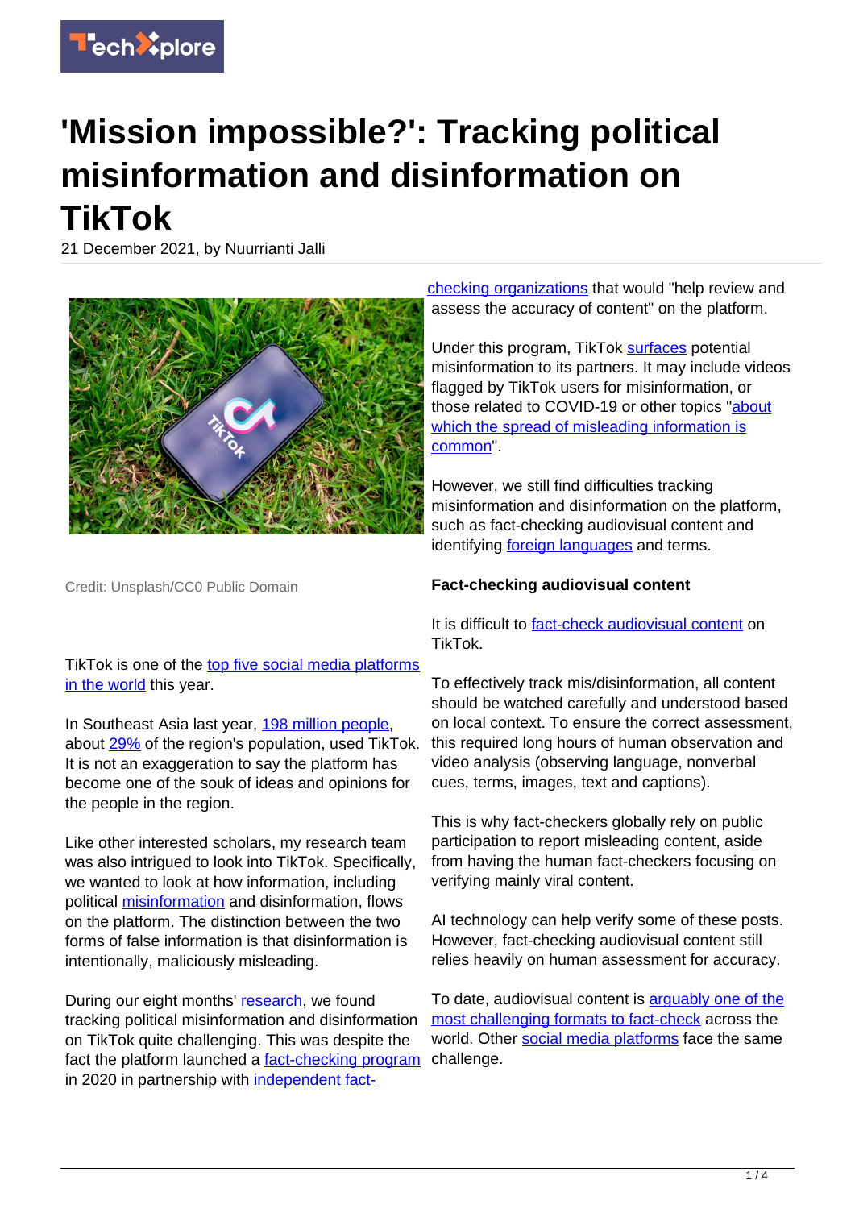# 'Mission impossible?': Tracking political misinformation and disinformation on TikTok

21 December 2021, by Nuurrianti Jalli

Credit: Unsplash/CC0 Public Domain

TikTok is one of the top five social media platforms in the world this year.

In Southeast Asia last year, 198 million people, about 29% of the region's population, used TikTok. It is not an exaggeration to say the platform has become one of the souk of ideas and opinions for the people in the region.

Like other interested scholars, my research team was also intrigued to look into TikTok. Specifically, we wanted to look at how information, including political misinformation and disinformation, flows on the platform. The distinction between the two forms of false information is that disinformation is intentionally, maliciously misleading.

During our eight months' research, we found tracking political misinformation and disinformation on TikTok quite challenging. This was despite the fact the platform launched a fact-checking program in 2020 in partnership with independent fact-checking organizations that would "help review and assess the accuracy of content" on the platform.

Under this program, TikTok surfaces potential misinformation to its partners. It may include videos flagged by TikTok users for misinformation, or those related to COVID-19 or other topics "about which the spread of misleading information is common".

However, we still find difficulties tracking misinformation and disinformation on the platform, such as fact-checking audiovisual content and identifying foreign languages and terms.

**Fact-checking audiovisual content**

It is difficult to fact-check audiovisual content on TikTok.

To effectively track mis/disinformation, all content should be watched carefully and understood based on local context. To ensure the correct assessment, this required long hours of human observation and video analysis (observing language, nonverbal cues, terms, images, text and captions).

This is why fact-checkers globally rely on public participation to report misleading content, aside from having the human fact-checkers focusing on verifying mainly viral content.

AI technology can help verify some of these posts. However, fact-checking audiovisual content still relies heavily on human assessment for accuracy.

To date, audiovisual content is arguably one of the most challenging formats to fact-check across the world. Other social media platforms face the same challenge.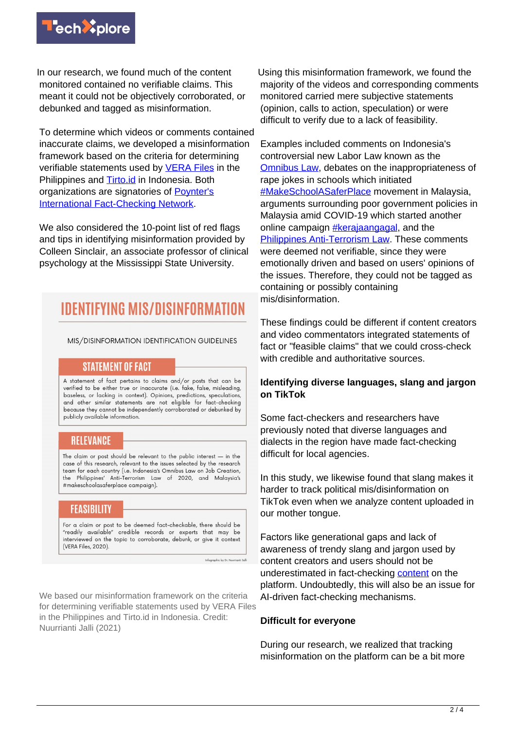In our research, we found much of the content monitored contained no verifiable claims. This meant it could not be objectively corroborated, or debunked and tagged as misinformation.

To determine which videos or comments contained inaccurate claims, we developed a misinformation framework based on the criteria for determining verifiable statements used by VERA Files in the Philippines and Tirto.id in Indonesia. Both organizations are signatories of Poynter's International Fact-Checking Network.

We also considered the 10-point list of red flags and tips in identifying misinformation provided by Colleen Sinclair, an associate professor of clinical psychology at the Mississippi State University.

## IDENTIFYING MIS/DISINFORMATION

MIS/DISINFORMATION IDENTIFICATION GUIDELINES

**STATEMENT OF FACT**

A statement of fact pertains to claims and/or posts that can be verified to be either true or inaccurate (i.e. fake, false, misleading, baseless, or lacking in context). Opinions, predictions, speculations, and other similar statements are not eligible for fact-checking because they cannot be independently corroborated or debunked by publicly available information.

**RELEVANCE**

The claim or post should be relevant to the public interest — in the case of this research, relevant to the issues selected by the research team for each country (i.e. Indonesia's Omnibus Law on Job Creation, the Philippines' Anti-Terrorism Law of 2020, and Malaysia's #makeschoolasaferplace campaign).

**FEASIBILITY**

For a claim or post to be deemed fact-checkable, there should be "readily available" credible records or experts that may be interviewed on the topic to corroborate, debunk, or give it context (VERA Files, 2020).

Infographic by Dr. Nuurrianti Jalli

We based our misinformation framework on the criteria for determining verifiable statements used by VERA Files in the Philippines and Tirto.id in Indonesia. Credit: Nuurrianti Jalli (2021)

Using this misinformation framework, we found the majority of the videos and corresponding comments monitored carried mere subjective statements (opinion, calls to action, speculation) or were difficult to verify due to a lack of feasibility.

Examples included comments on Indonesia's controversial new Labor Law known as the Omnibus Law, debates on the inappropriateness of rape jokes in schools which initiated #MakeSchoolASaferPlace movement in Malaysia, arguments surrounding poor government policies in Malaysia amid COVID-19 which started another online campaign #kerajaangagal, and the Philippines Anti-Terrorism Law. These comments were deemed not verifiable, since they were emotionally driven and based on users' opinions of the issues. Therefore, they could not be tagged as containing or possibly containing mis/disinformation.

These findings could be different if content creators and video commentators integrated statements of fact or "feasible claims" that we could cross-check with credible and authoritative sources.

### Identifying diverse languages, slang and jargon on TikTok

Some fact-checkers and researchers have previously noted that diverse languages and dialects in the region have made fact-checking difficult for local agencies.

In this study, we likewise found that slang makes it harder to track political mis/disinformation on TikTok even when we analyze content uploaded in our mother tongue.

Factors like generational gaps and lack of awareness of trendy slang and jargon used by content creators and users should not be underestimated in fact-checking content on the platform. Undoubtedly, this will also be an issue for AI-driven fact-checking mechanisms.

### Difficult for everyone

During our research, we realized that tracking misinformation on the platform can be a bit more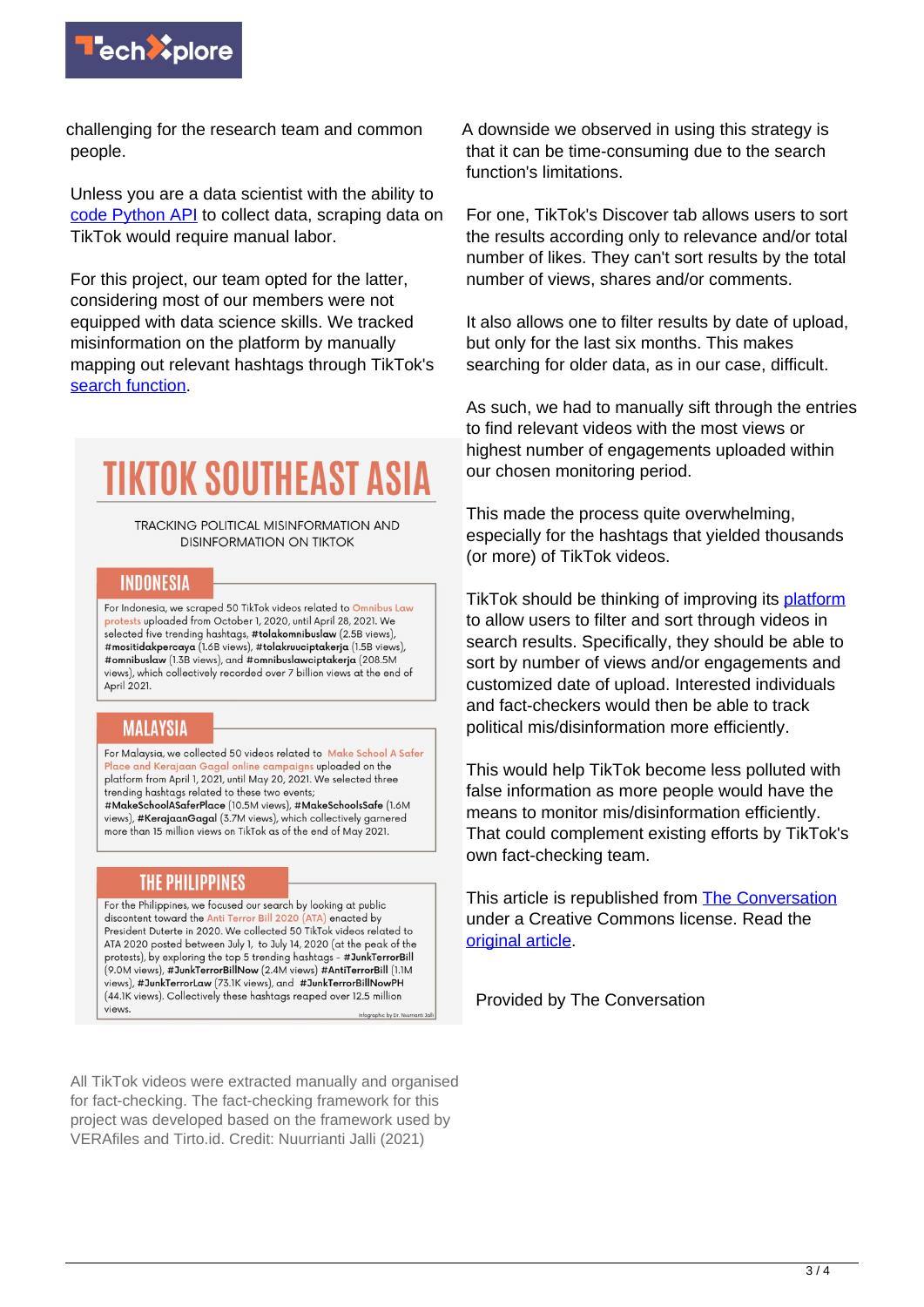challenging for the research team and common people.

Unless you are a data scientist with the ability to code Python API to collect data, scraping data on TikTok would require manual labor.

For this project, our team opted for the latter, considering most of our members were not equipped with data science skills. We tracked misinformation on the platform by manually mapping out relevant hashtags through TikTok's search function.

# TIKTOK SOUTHEAST ASIA

TRACKING POLITICAL MISINFORMATION AND DISINFORMATION ON TIKTOK

## INDONESIA

For Indonesia, we scraped 50 TikTok videos related to Omnibus Law protests uploaded from October 1, 2020, until April 28, 2021. We selected five trending hashtags, **#tolakomnibuslaw** (2.5B views), **#mositidakpercaya** (1.6B views), **#tolakruuciptakerja** (1.5B views), **#omnibuslaw** (1.3B views), and **#omnibuslawciptakerja** (208.5M views), which collectively recorded over 7 billion views at the end of April 2021.

## MALAYSIA

For Malaysia, we collected 50 videos related to Make School A Safer Place and Kerajaan Gagal online campaigns uploaded on the platform from April 1, 2021, until May 20, 2021. We selected three trending hashtags related to these two events; **#MakeSchoolASaferPlace** (10.5M views), **#MakeSchoolsSafe** (1.6M views), **#KerajaanGagal** (3.7M views), which collectively garnered more than 15 million views on TikTok as of the end of May 2021.

## THE PHILIPPINES

For the Philippines, we focused our search by looking at public discontent toward the Anti Terror Bill 2020 (ATA) enacted by President Duterte in 2020. We collected 50 TikTok videos related to ATA 2020 posted between July 1, to July 14, 2020 (at the peak of the protests), by exploring the top 5 trending hashtags - **#JunkTerrorBill** (9.0M views), **#JunkTerrorBillNow** (2.4M views) **#AntiTerrorBill** (1.1M views), **#JunkTerrorLaw** (73.1K views), and **#JunkTerrorBillNowPH** (44.1K views). Collectively these hashtags reaped over 12.5 million views.

Infographic by Dr. Nuurrianti Jalli

All TikTok videos were extracted manually and organised for fact-checking. The fact-checking framework for this project was developed based on the framework used by VERAfiles and Tirto.id. Credit: Nuurrianti Jalli (2021)

A downside we observed in using this strategy is that it can be time-consuming due to the search function's limitations.

For one, TikTok's Discover tab allows users to sort the results according only to relevance and/or total number of likes. They can't sort results by the total number of views, shares and/or comments.

It also allows one to filter results by date of upload, but only for the last six months. This makes searching for older data, as in our case, difficult.

As such, we had to manually sift through the entries to find relevant videos with the most views or highest number of engagements uploaded within our chosen monitoring period.

This made the process quite overwhelming, especially for the hashtags that yielded thousands (or more) of TikTok videos.

TikTok should be thinking of improving its platform to allow users to filter and sort through videos in search results. Specifically, they should be able to sort by number of views and/or engagements and customized date of upload. Interested individuals and fact-checkers would then be able to track political mis/disinformation more efficiently.

This would help TikTok become less polluted with false information as more people would have the means to monitor mis/disinformation efficiently. That could complement existing efforts by TikTok's own fact-checking team.

This article is republished from The Conversation under a Creative Commons license. Read the original article.

Provided by The Conversation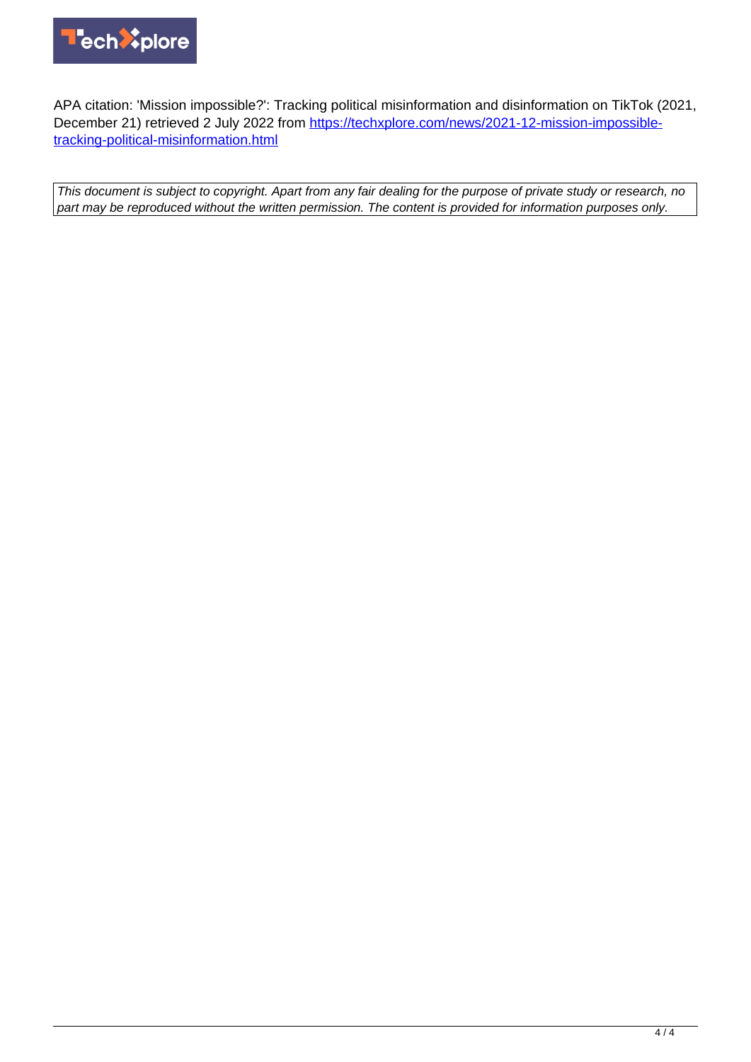APA citation: 'Mission impossible?': Tracking political misinformation and disinformation on TikTok (2021, December 21) retrieved 2 July 2022 from https://techxplore.com/news/2021-12-mission-impossible-tracking-political-misinformation.html

*This document is subject to copyright. Apart from any fair dealing for the purpose of private study or research, no part may be reproduced without the written permission. The content is provided for information purposes only.*